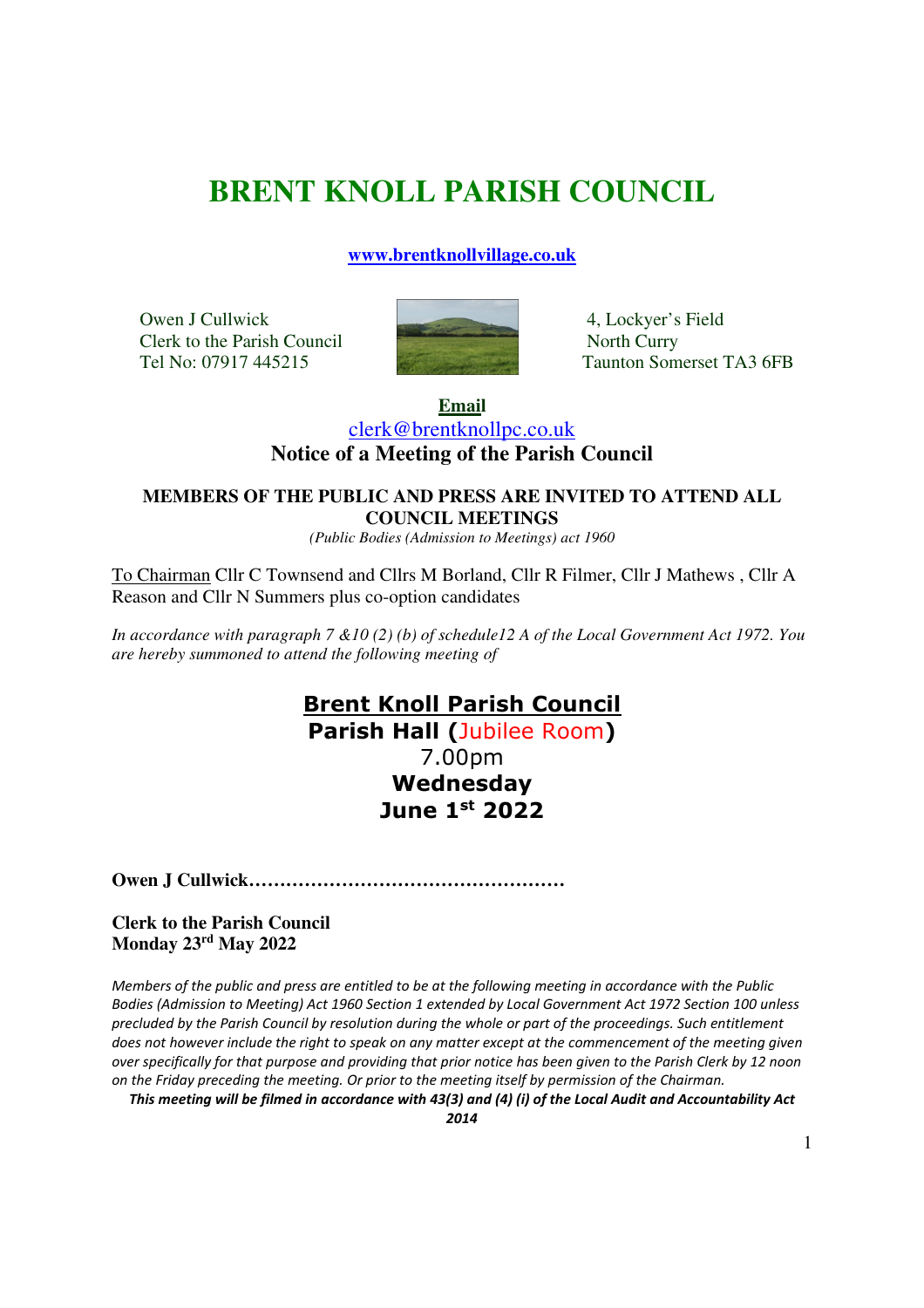# BRENT KNOLL PARISH COUNCIL

**www.brentknollvillage.co.uk**

Owen J Cullwick
Clerk to the Parish Council
Tel No: 07917 445215

4, Lockyer's Field
North Curry
Taunton Somerset TA3 6FB

**Email**
clerk@brentknollpc.co.uk

**Notice of a Meeting of the Parish Council**

**MEMBERS OF THE PUBLIC AND PRESS ARE INVITED TO ATTEND ALL COUNCIL MEETINGS**
*(Public Bodies (Admission to Meetings) act 1960*

To Chairman Cllr C Townsend and Cllrs M Borland, Cllr R Filmer, Cllr J Mathews , Cllr A Reason and Cllr N Summers plus co-option candidates

*In accordance with paragraph 7 &10 (2) (b) of schedule12 A of the Local Government Act 1972. You are hereby summoned to attend the following meeting of*

## Brent Knoll Parish Council

**Parish Hall (Jubilee Room)**
7.00pm
**Wednesday**
**June 1st 2022**

**Owen J Cullwick…………………………………………**

**Clerk to the Parish Council**
**Monday 23rd May 2022**

*Members of the public and press are entitled to be at the following meeting in accordance with the Public Bodies (Admission to Meeting) Act 1960 Section 1 extended by Local Government Act 1972 Section 100 unless precluded by the Parish Council by resolution during the whole or part of the proceedings. Such entitlement does not however include the right to speak on any matter except at the commencement of the meeting given over specifically for that purpose and providing that prior notice has been given to the Parish Clerk by 12 noon on the Friday preceding the meeting. Or prior to the meeting itself by permission of the Chairman.*

***This meeting will be filmed in accordance with 43(3) and (4) (i) of the Local Audit and Accountability Act 2014***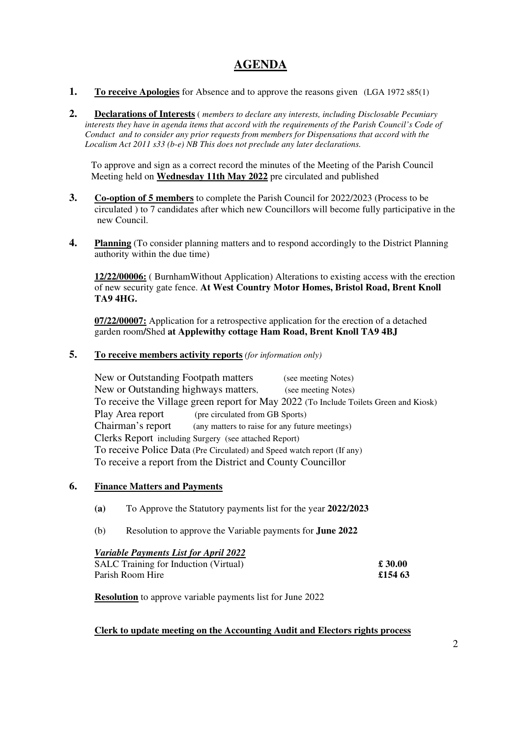# AGENDA

**1.** **To receive Apologies** for Absence and to approve the reasons given (LGA 1972 s85(1)

**2.** **Declarations of Interests** ( *members to declare any interests, including Disclosable Pecuniary interests they have in agenda items that accord with the requirements of the Parish Council's Code of Conduct and to consider any prior requests from members for Dispensations that accord with the Localism Act 2011 s33 (b-e) NB This does not preclude any later declarations.*

To approve and sign as a correct record the minutes of the Meeting of the Parish Council Meeting held on **Wednesday 11th May 2022** pre circulated and published

**3.** **Co-option of 5 members** to complete the Parish Council for 2022/2023 (Process to be circulated ) to 7 candidates after which new Councillors will become fully participative in the new Council.

**4.** **Planning** (To consider planning matters and to respond accordingly to the District Planning authority within the due time)

**12/22/00006:** ( BurnhamWithout Application) Alterations to existing access with the erection of new security gate fence. **At West Country Motor Homes, Bristol Road, Brent Knoll TA9 4HG.**

**07/22/00007:** Application for a retrospective application for the erection of a detached garden room/Shed **at Applewithy cottage Ham Road, Brent Knoll TA9 4BJ**

**5.** **To receive members activity reports** *(for information only)*

New or Outstanding Footpath matters (see meeting Notes)
New or Outstanding highways matters, (see meeting Notes)
To receive the Village green report for May 2022 (To Include Toilets Green and Kiosk)
Play Area report (pre circulated from GB Sports)
Chairman's report (any matters to raise for any future meetings)
Clerks Report including Surgery (see attached Report)
To receive Police Data (Pre Circulated) and Speed watch report (If any)
To receive a report from the District and County Councillor

**6.** **Finance Matters and Payments**

**(a)** To Approve the Statutory payments list for the year **2022/2023**

(b) Resolution to approve the Variable payments for **June 2022**

***Variable Payments List for April 2022***

| | |
|---|---|
| SALC Training for Induction (Virtual) | **£ 30.00** |
| Parish Room Hire | **£154 63** |

**Resolution** to approve variable payments list for June 2022

**Clerk to update meeting on the Accounting Audit and Electors rights process**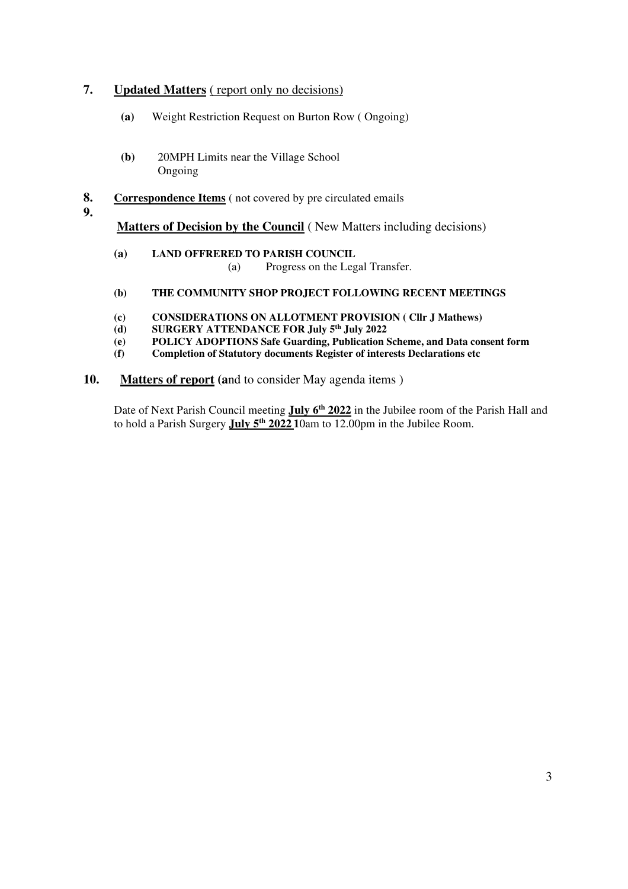**7.** **Updated Matters** ( report only no decisions)

**(a)** Weight Restriction Request on Burton Row ( Ongoing)

**(b)** 20MPH Limits near the Village School
Ongoing

**8.** **Correspondence Items** ( not covered by pre circulated emails

**9.**

**Matters of Decision by the Council** ( New Matters including decisions)

**(a) LAND OFFRERED TO PARISH COUNCIL**
(a) Progress on the Legal Transfer.

**(b) THE COMMUNITY SHOP PROJECT FOLLOWING RECENT MEETINGS**

**(c) CONSIDERATIONS ON ALLOTMENT PROVISION ( Cllr J Mathews)**
**(d) SURGERY ATTENDANCE FOR July 5th July 2022**
**(e) POLICY ADOPTIONS Safe Guarding, Publication Scheme, and Data consent form**
**(f) Completion of Statutory documents Register of interests Declarations etc**

**10.** **Matters of report (a**nd to consider May agenda items )

Date of Next Parish Council meeting **July 6th 2022** in the Jubilee room of the Parish Hall and to hold a Parish Surgery **July 5th 2022 1**0am to 12.00pm in the Jubilee Room.